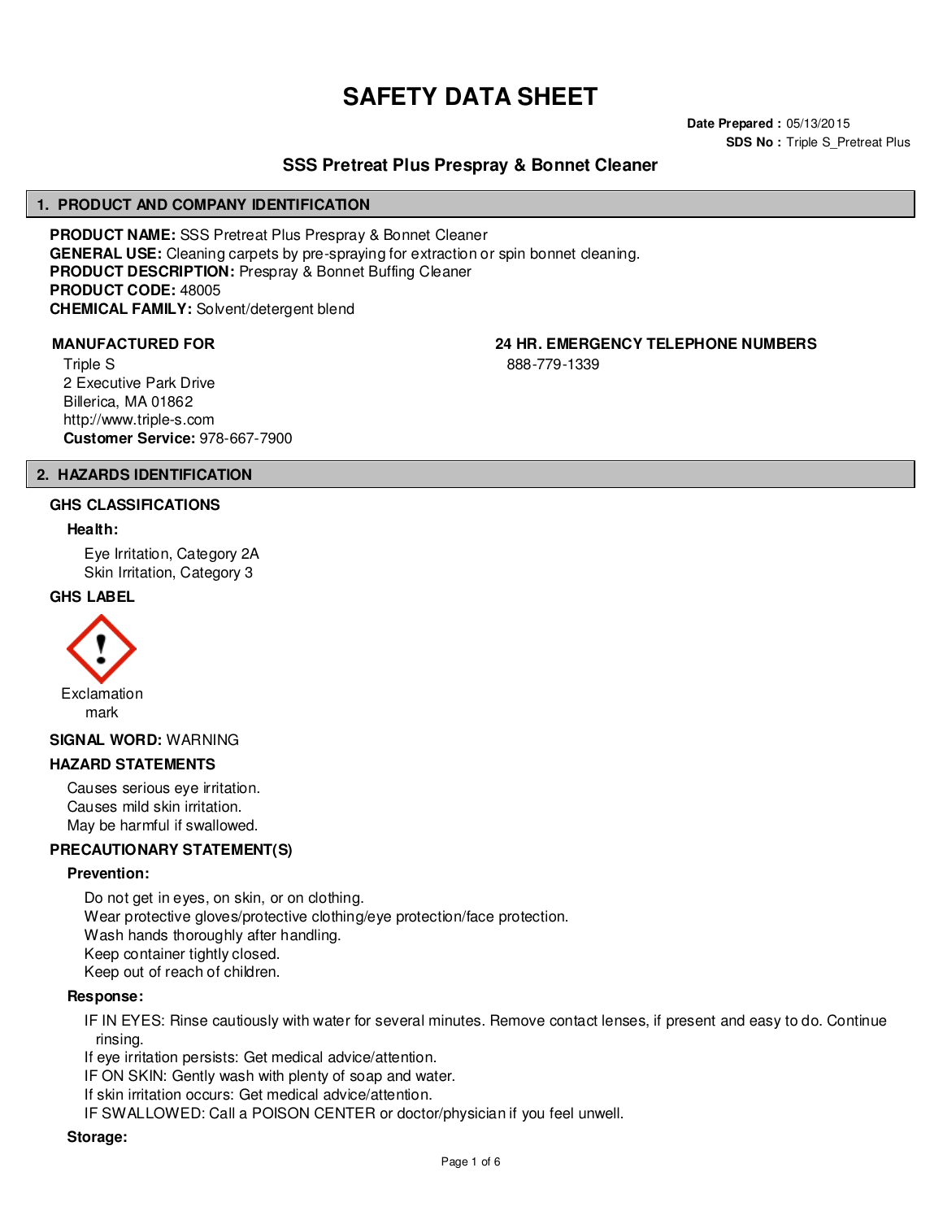# SAFETY DATA SHEET

**Date Prepared :** 05/13/2015
**SDS No :** Triple S_Pretreat Plus

## SSS Pretreat Plus Prespray & Bonnet Cleaner

## 1. PRODUCT AND COMPANY IDENTIFICATION

**PRODUCT NAME:** SSS Pretreat Plus Prespray & Bonnet Cleaner
**GENERAL USE:** Cleaning carpets by pre-spraying for extraction or spin bonnet cleaning.
**PRODUCT DESCRIPTION:** Prespray & Bonnet Buffing Cleaner
**PRODUCT CODE:** 48005
**CHEMICAL FAMILY:** Solvent/detergent blend

**MANUFACTURED FOR**

Triple S
2 Executive Park Drive
Billerica, MA 01862
http://www.triple-s.com
**Customer Service:** 978-667-7900

**24 HR. EMERGENCY TELEPHONE NUMBERS**

888-779-1339

## 2. HAZARDS IDENTIFICATION

### GHS CLASSIFICATIONS

**Health:**

Eye Irritation, Category 2A
Skin Irritation, Category 3

### GHS LABEL

Exclamation mark

**SIGNAL WORD:** WARNING

### HAZARD STATEMENTS

Causes serious eye irritation.
Causes mild skin irritation.
May be harmful if swallowed.

### PRECAUTIONARY STATEMENT(S)

**Prevention:**

Do not get in eyes, on skin, or on clothing.
Wear protective gloves/protective clothing/eye protection/face protection.
Wash hands thoroughly after handling.
Keep container tightly closed.
Keep out of reach of children.

**Response:**

IF IN EYES: Rinse cautiously with water for several minutes. Remove contact lenses, if present and easy to do. Continue rinsing.
If eye irritation persists: Get medical advice/attention.
IF ON SKIN: Gently wash with plenty of soap and water.
If skin irritation occurs: Get medical advice/attention.
IF SWALLOWED: Call a POISON CENTER or doctor/physician if you feel unwell.

**Storage:**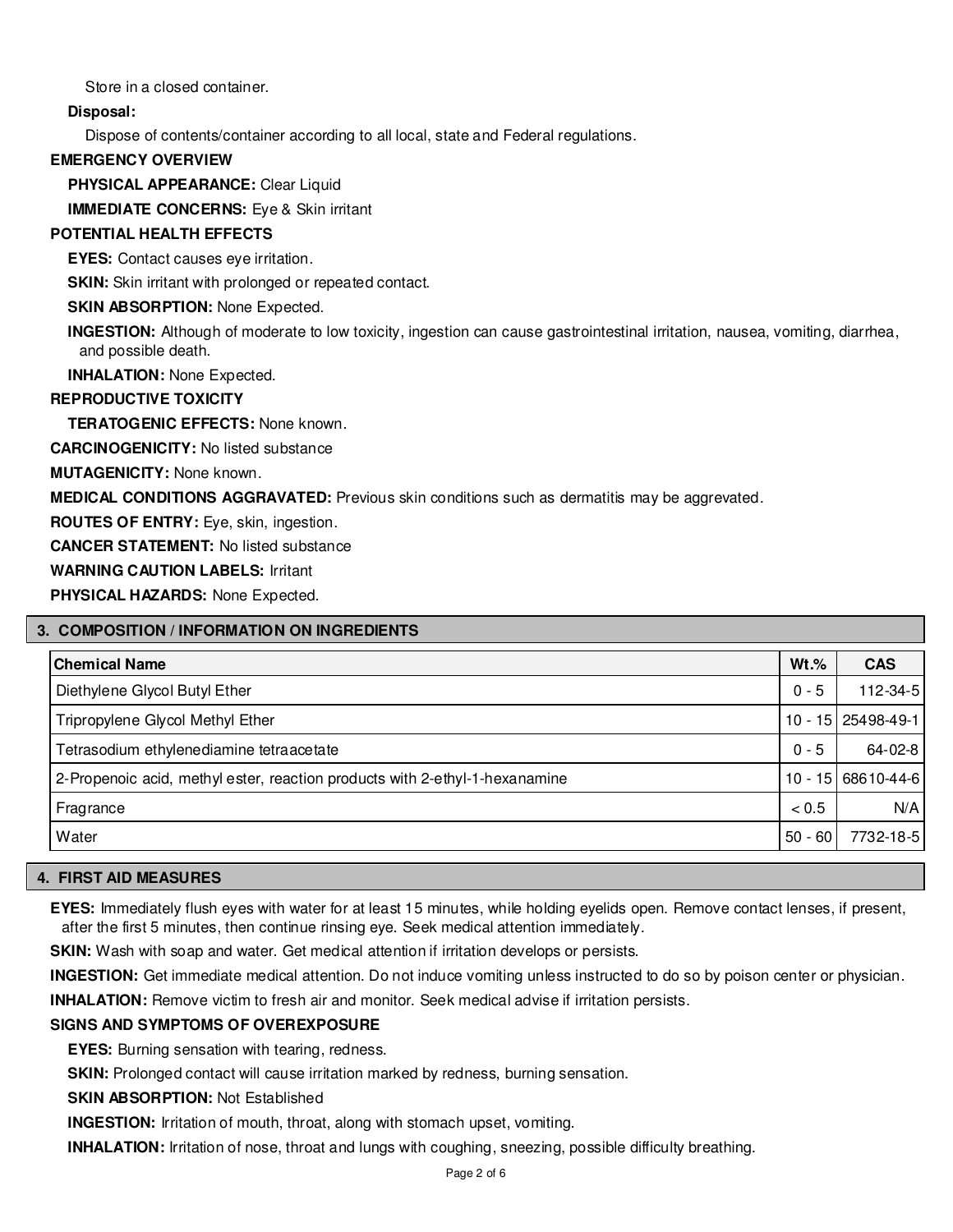Store in a closed container.

**Disposal:**

Dispose of contents/container according to all local, state and Federal regulations.

**EMERGENCY OVERVIEW**

**PHYSICAL APPEARANCE:** Clear Liquid

**IMMEDIATE CONCERNS:** Eye & Skin irritant

**POTENTIAL HEALTH EFFECTS**

**EYES:** Contact causes eye irritation.

**SKIN:** Skin irritant with prolonged or repeated contact.

**SKIN ABSORPTION:** None Expected.

**INGESTION:** Although of moderate to low toxicity, ingestion can cause gastrointestinal irritation, nausea, vomiting, diarrhea, and possible death.

**INHALATION:** None Expected.

**REPRODUCTIVE TOXICITY**

**TERATOGENIC EFFECTS:** None known.

**CARCINOGENICITY:** No listed substance

**MUTAGENICITY:** None known.

**MEDICAL CONDITIONS AGGRAVATED:** Previous skin conditions such as dermatitis may be aggrevated.

**ROUTES OF ENTRY:** Eye, skin, ingestion.

**CANCER STATEMENT:** No listed substance

**WARNING CAUTION LABELS:** Irritant

**PHYSICAL HAZARDS:** None Expected.

## 3. COMPOSITION / INFORMATION ON INGREDIENTS

| Chemical Name | Wt.% | CAS |
|---|---|---|
| Diethylene Glycol Butyl Ether | 0 - 5 | 112-34-5 |
| Tripropylene Glycol Methyl Ether | 10 - 15 | 25498-49-1 |
| Tetrasodium ethylenediamine tetraacetate | 0 - 5 | 64-02-8 |
| 2-Propenoic acid, methyl ester, reaction products with 2-ethyl-1-hexanamine | 10 - 15 | 68610-44-6 |
| Fragrance | < 0.5 | N/A |
| Water | 50 - 60 | 7732-18-5 |

## 4. FIRST AID MEASURES

**EYES:** Immediately flush eyes with water for at least 15 minutes, while holding eyelids open. Remove contact lenses, if present, after the first 5 minutes, then continue rinsing eye. Seek medical attention immediately.

**SKIN:** Wash with soap and water. Get medical attention if irritation develops or persists.

**INGESTION:** Get immediate medical attention. Do not induce vomiting unless instructed to do so by poison center or physician.

**INHALATION:** Remove victim to fresh air and monitor. Seek medical advise if irritation persists.

**SIGNS AND SYMPTOMS OF OVEREXPOSURE**

**EYES:** Burning sensation with tearing, redness.

**SKIN:** Prolonged contact will cause irritation marked by redness, burning sensation.

**SKIN ABSORPTION:** Not Established

**INGESTION:** Irritation of mouth, throat, along with stomach upset, vomiting.

**INHALATION:** Irritation of nose, throat and lungs with coughing, sneezing, possible difficulty breathing.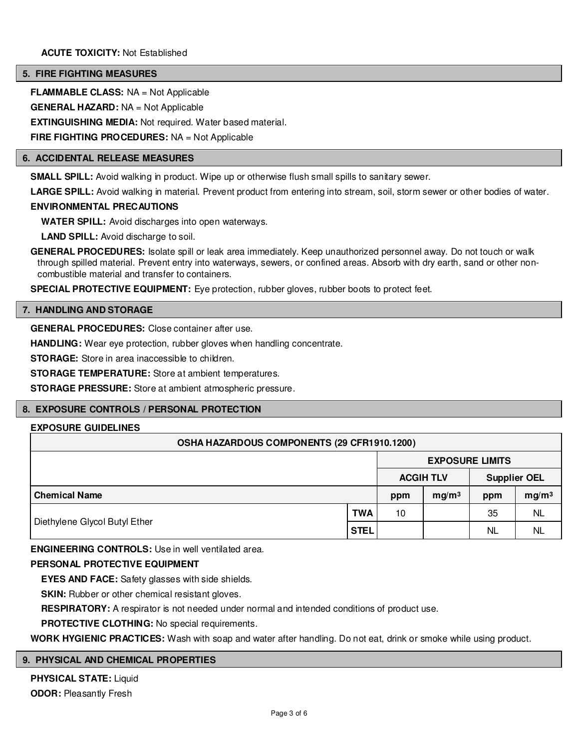**ACUTE TOXICITY:** Not Established

## 5. FIRE FIGHTING MEASURES

**FLAMMABLE CLASS:** NA = Not Applicable

**GENERAL HAZARD:** NA = Not Applicable

**EXTINGUISHING MEDIA:** Not required. Water based material.

**FIRE FIGHTING PROCEDURES:** NA = Not Applicable

## 6. ACCIDENTAL RELEASE MEASURES

**SMALL SPILL:** Avoid walking in product. Wipe up or otherwise flush small spills to sanitary sewer.

**LARGE SPILL:** Avoid walking in material. Prevent product from entering into stream, soil, storm sewer or other bodies of water.

**ENVIRONMENTAL PRECAUTIONS**

**WATER SPILL:** Avoid discharges into open waterways.

**LAND SPILL:** Avoid discharge to soil.

**GENERAL PROCEDURES:** Isolate spill or leak area immediately. Keep unauthorized personnel away. Do not touch or walk through spilled material. Prevent entry into waterways, sewers, or confined areas. Absorb with dry earth, sand or other non-combustible material and transfer to containers.

**SPECIAL PROTECTIVE EQUIPMENT:** Eye protection, rubber gloves, rubber boots to protect feet.

## 7. HANDLING AND STORAGE

**GENERAL PROCEDURES:** Close container after use.

**HANDLING:** Wear eye protection, rubber gloves when handling concentrate.

**STORAGE:** Store in area inaccessible to children.

**STORAGE TEMPERATURE:** Store at ambient temperatures.

**STORAGE PRESSURE:** Store at ambient atmospheric pressure.

## 8. EXPOSURE CONTROLS / PERSONAL PROTECTION

**EXPOSURE GUIDELINES**

| OSHA HAZARDOUS COMPONENTS (29 CFR1910.1200) | | | | | |
|---|---|---|---|---|---|
| | | EXPOSURE LIMITS | | | |
| | | ACGIH TLV | | Supplier OEL | |
| Chemical Name | | ppm | $mg/m^3$ | ppm | $mg/m^3$ |
| Diethylene Glycol Butyl Ether | TWA | 10 | | 35 | NL |
| | STEL | | | NL | NL |

**ENGINEERING CONTROLS:** Use in well ventilated area.

**PERSONAL PROTECTIVE EQUIPMENT**

**EYES AND FACE:** Safety glasses with side shields.

**SKIN:** Rubber or other chemical resistant gloves.

**RESPIRATORY:** A respirator is not needed under normal and intended conditions of product use.

**PROTECTIVE CLOTHING:** No special requirements.

**WORK HYGIENIC PRACTICES:** Wash with soap and water after handling. Do not eat, drink or smoke while using product.

## 9. PHYSICAL AND CHEMICAL PROPERTIES

**PHYSICAL STATE:** Liquid

**ODOR:** Pleasantly Fresh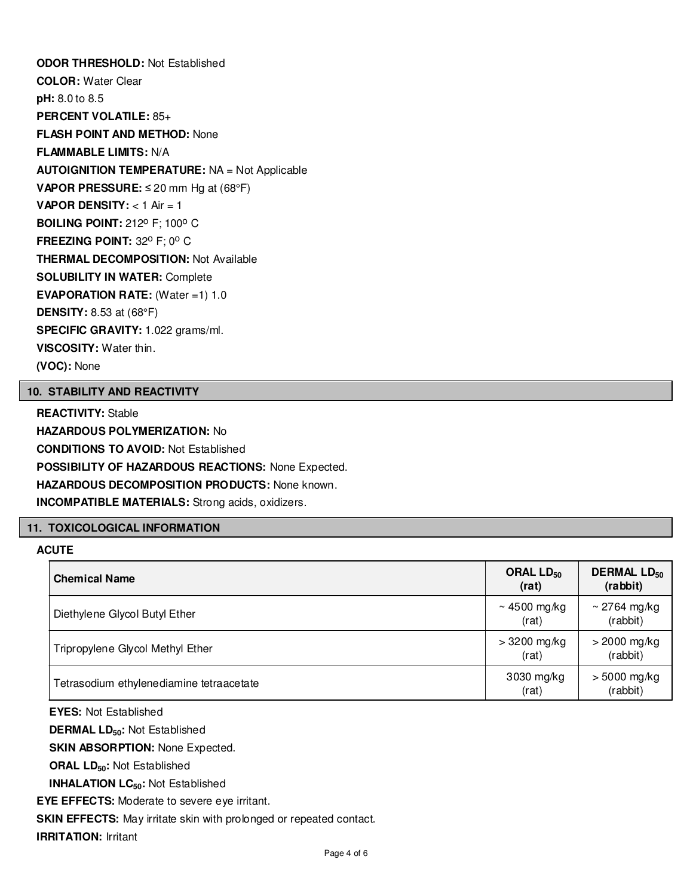**ODOR THRESHOLD:** Not Established

**COLOR:** Water Clear

**pH:** 8.0 to 8.5

**PERCENT VOLATILE:** 85+

**FLASH POINT AND METHOD:** None

**FLAMMABLE LIMITS:** N/A

**AUTOIGNITION TEMPERATURE:** NA = Not Applicable

**VAPOR PRESSURE:** ≤ 20 mm Hg at (68°F)

**VAPOR DENSITY:** < 1 Air = 1

**BOILING POINT:** 212º F; 100º C

**FREEZING POINT:** 32º F; 0º C

**THERMAL DECOMPOSITION:** Not Available

**SOLUBILITY IN WATER:** Complete

**EVAPORATION RATE:** (Water =1) 1.0

**DENSITY:** 8.53 at (68°F)

**SPECIFIC GRAVITY:** 1.022 grams/ml.

**VISCOSITY:** Water thin.

**(VOC):** None

## 10. STABILITY AND REACTIVITY

**REACTIVITY:** Stable

**HAZARDOUS POLYMERIZATION:** No

**CONDITIONS TO AVOID:** Not Established

**POSSIBILITY OF HAZARDOUS REACTIONS:** None Expected.

**HAZARDOUS DECOMPOSITION PRODUCTS:** None known.

**INCOMPATIBLE MATERIALS:** Strong acids, oxidizers.

## 11. TOXICOLOGICAL INFORMATION

**ACUTE**

| Chemical Name | ORAL $LD_{50}$ (rat) | DERMAL $LD_{50}$ (rabbit) |
|---|---|---|
| Diethylene Glycol Butyl Ether | ~ 4500 mg/kg (rat) | ~ 2764 mg/kg (rabbit) |
| Tripropylene Glycol Methyl Ether | > 3200 mg/kg (rat) | > 2000 mg/kg (rabbit) |
| Tetrasodium ethylenediamine tetraacetate | 3030 mg/kg (rat) | > 5000 mg/kg (rabbit) |

**EYES:** Not Established

**DERMAL $LD_{50}$:** Not Established

**SKIN ABSORPTION:** None Expected.

**ORAL $LD_{50}$:** Not Established

**INHALATION $LC_{50}$:** Not Established

**EYE EFFECTS:** Moderate to severe eye irritant.

**SKIN EFFECTS:** May irritate skin with prolonged or repeated contact.

**IRRITATION:** Irritant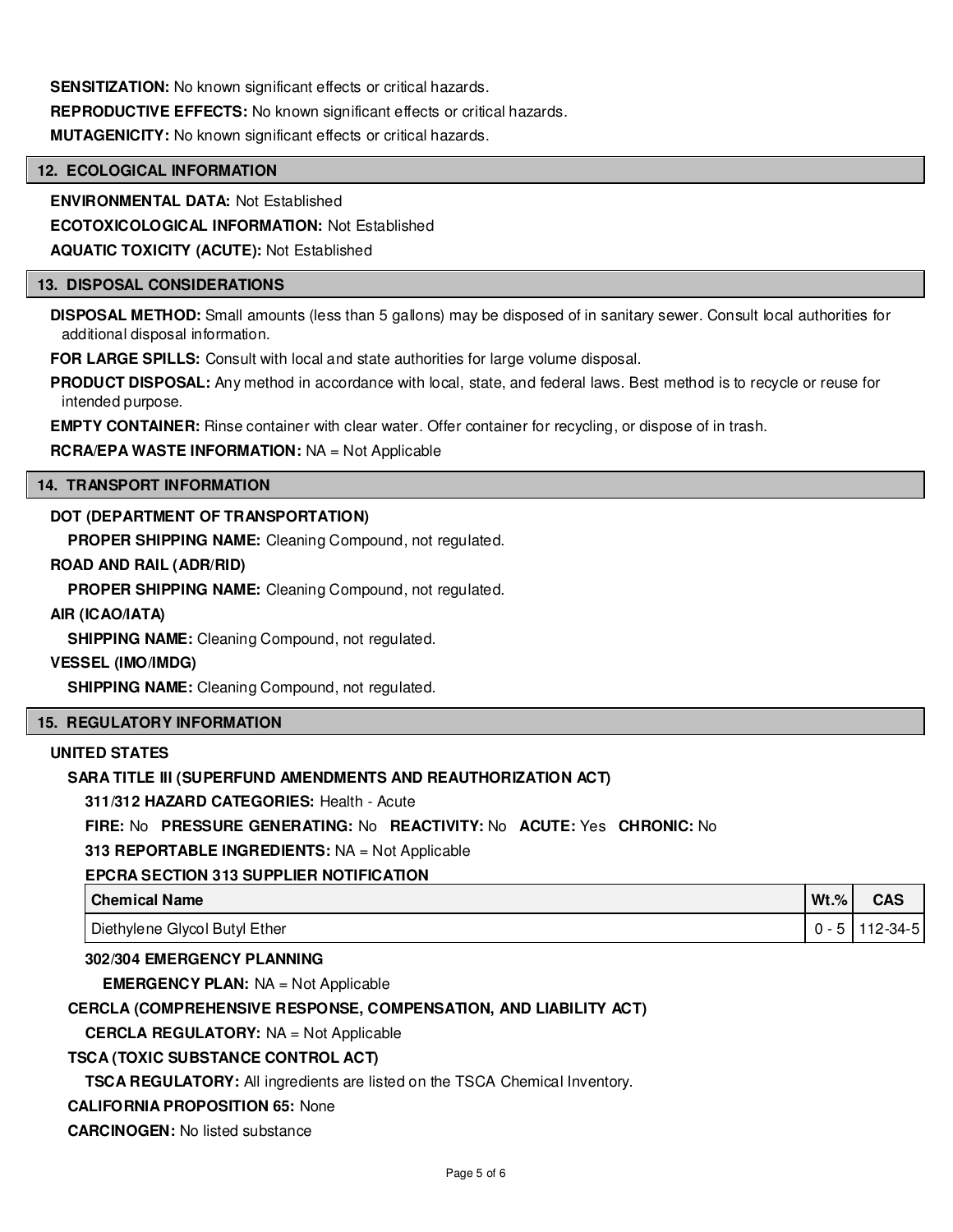**SENSITIZATION:** No known significant effects or critical hazards.

**REPRODUCTIVE EFFECTS:** No known significant effects or critical hazards.

**MUTAGENICITY:** No known significant effects or critical hazards.

## 12. ECOLOGICAL INFORMATION

**ENVIRONMENTAL DATA:** Not Established

**ECOTOXICOLOGICAL INFORMATION:** Not Established

**AQUATIC TOXICITY (ACUTE):** Not Established

## 13. DISPOSAL CONSIDERATIONS

**DISPOSAL METHOD:** Small amounts (less than 5 gallons) may be disposed of in sanitary sewer. Consult local authorities for additional disposal information.

**FOR LARGE SPILLS:** Consult with local and state authorities for large volume disposal.

**PRODUCT DISPOSAL:** Any method in accordance with local, state, and federal laws. Best method is to recycle or reuse for intended purpose.

**EMPTY CONTAINER:** Rinse container with clear water. Offer container for recycling, or dispose of in trash.

**RCRA/EPA WASTE INFORMATION:** NA = Not Applicable

## 14. TRANSPORT INFORMATION

**DOT (DEPARTMENT OF TRANSPORTATION)**

**PROPER SHIPPING NAME:** Cleaning Compound, not regulated.

**ROAD AND RAIL (ADR/RID)**

**PROPER SHIPPING NAME:** Cleaning Compound, not regulated.

**AIR (ICAO/IATA)**

**SHIPPING NAME:** Cleaning Compound, not regulated.

**VESSEL (IMO/IMDG)**

**SHIPPING NAME:** Cleaning Compound, not regulated.

## 15. REGULATORY INFORMATION

**UNITED STATES**

**SARA TITLE III (SUPERFUND AMENDMENTS AND REAUTHORIZATION ACT)**

**311/312 HAZARD CATEGORIES:** Health - Acute

**FIRE:** No **PRESSURE GENERATING:** No **REACTIVITY:** No **ACUTE:** Yes **CHRONIC:** No

**313 REPORTABLE INGREDIENTS:** NA = Not Applicable

**EPCRA SECTION 313 SUPPLIER NOTIFICATION**

| Chemical Name | Wt.% | CAS |
|---|---|---|
| Diethylene Glycol Butyl Ether | 0 - 5 | 112-34-5 |

**302/304 EMERGENCY PLANNING**

**EMERGENCY PLAN:** NA = Not Applicable

**CERCLA (COMPREHENSIVE RESPONSE, COMPENSATION, AND LIABILITY ACT)**

**CERCLA REGULATORY:** NA = Not Applicable

**TSCA (TOXIC SUBSTANCE CONTROL ACT)**

**TSCA REGULATORY:** All ingredients are listed on the TSCA Chemical Inventory.

**CALIFORNIA PROPOSITION 65:** None

**CARCINOGEN:** No listed substance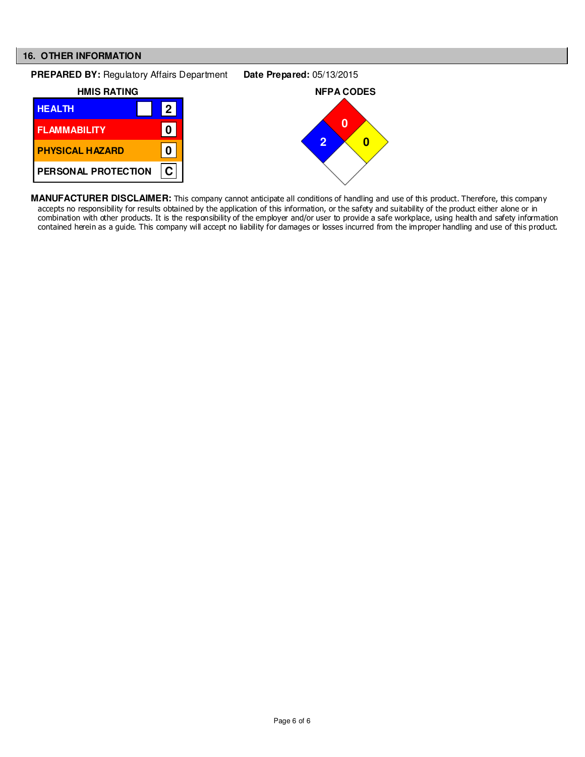## 16. OTHER INFORMATION

**PREPARED BY:** Regulatory Affairs Department **Date Prepared:** 05/13/2015

**HMIS RATING**

| | |
|---|---|
| HEALTH | 2 |
| FLAMMABILITY | 0 |
| PHYSICAL HAZARD | 0 |
| PERSONAL PROTECTION | C |

**NFPA CODES**

0

2

0

**MANUFACTURER DISCLAIMER:** This company cannot anticipate all conditions of handling and use of this product. Therefore, this company accepts no responsibility for results obtained by the application of this information, or the safety and suitability of the product either alone or in combination with other products. It is the responsibility of the employer and/or user to provide a safe workplace, using health and safety information contained herein as a guide. This company will accept no liability for damages or losses incurred from the improper handling and use of this product.